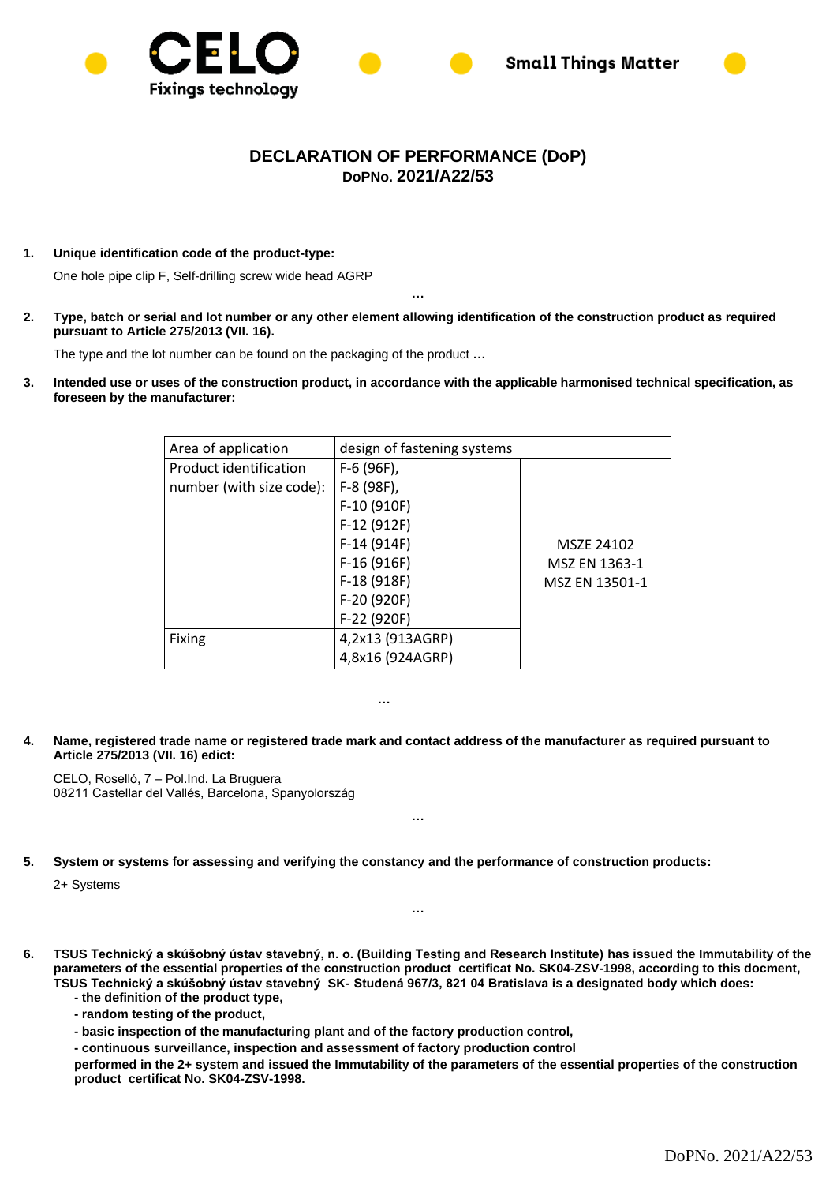**CELO** Fixings technology — Small Things Matter

# DECLARATION OF PERFORMANCE (DoP)

**DoPNo. 2021/A22/53**

1. **Unique identification code of the product-type:**

   One hole pipe clip F, Self-drilling screw wide head AGRP

   …

2. **Type, batch or serial and lot number or any other element allowing identification of the construction product as required pursuant to Article 275/2013 (VII. 16).**

   The type and the lot number can be found on the packaging of the product …

3. **Intended use or uses of the construction product, in accordance with the applicable harmonised technical specification, as foreseen by the manufacturer:**

| Area of application | design of fastening systems | |
|---|---|---|
| Product identification number (with size code): | F-6 (96F),<br>F-8 (98F),<br>F-10 (910F)<br>F-12 (912F)<br>F-14 (914F)<br>F-16 (916F)<br>F-18 (918F)<br>F-20 (920F)<br>F-22 (920F) | MSZE 24102<br>MSZ EN 1363-1<br>MSZ EN 13501-1 |
| Fixing | 4,2x13 (913AGRP)<br>4,8x16 (924AGRP) | |

…

4. **Name, registered trade name or registered trade mark and contact address of the manufacturer as required pursuant to Article 275/2013 (VII. 16) edict:**

   CELO, Roselló, 7 – Pol.Ind. La Bruguera
   08211 Castellar del Vallés, Barcelona, Spanyolország

   …

5. **System or systems for assessing and verifying the constancy and the performance of construction products:**

   2+ Systems

   …

6. **TSUS Technický a skúšobný ústav stavebný, n. o. (Building Testing and Research Institute) has issued the Immutability of the parameters of the essential properties of the construction product certificat No. SK04-ZSV-1998, according to this docment, TSUS Technický a skúšobný ústav stavebný SK- Studená 967/3, 821 04 Bratislava is a designated body which does:**
   - **the definition of the product type,**
   - **random testing of the product,**
   - **basic inspection of the manufacturing plant and of the factory production control,**
   - **continuous surveillance, inspection and assessment of factory production control**

   **performed in the 2+ system and issued the Immutability of the parameters of the essential properties of the construction product certificat No. SK04-ZSV-1998.**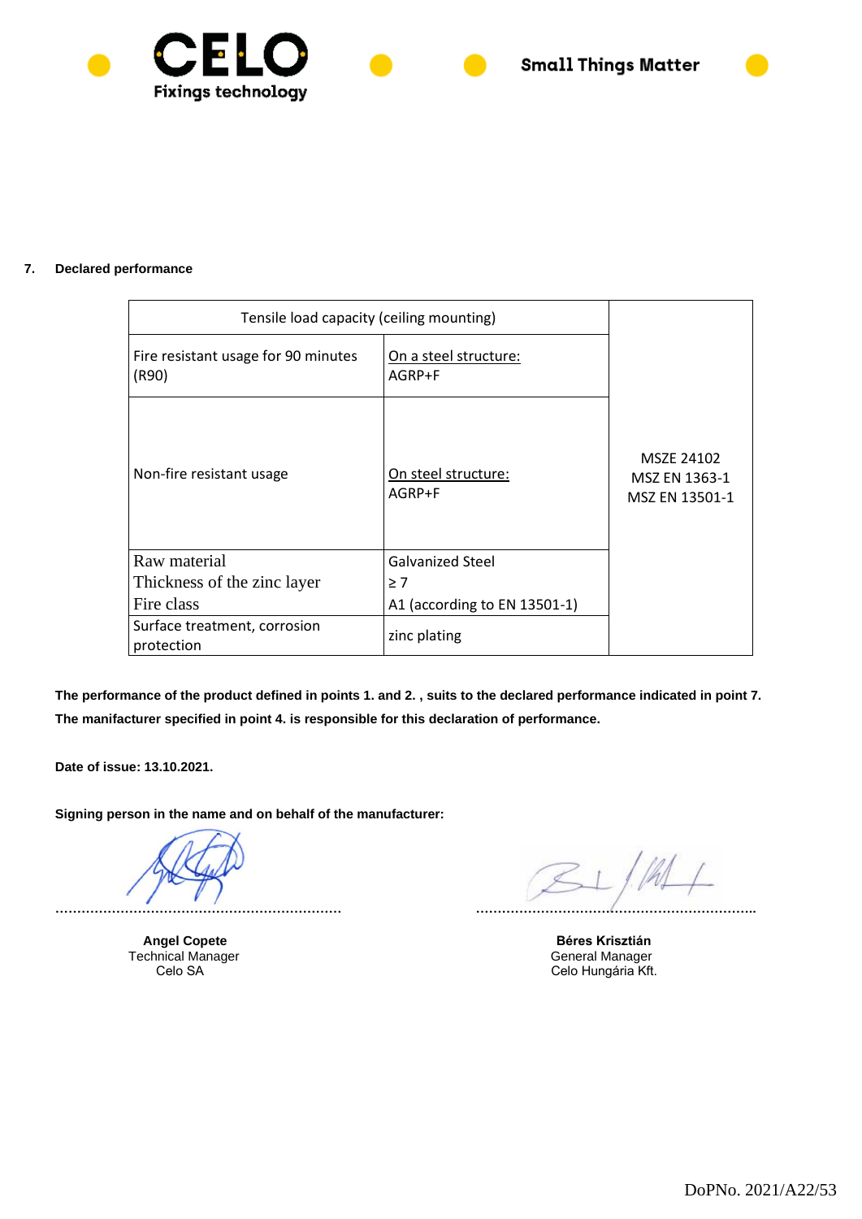**7. Declared performance**

| Tensile load capacity (ceiling mounting) | | |
|---|---|---|
| Fire resistant usage for 90 minutes (R90) | On a steel structure:<br>AGRP+F | MSZE 24102<br>MSZ EN 1363-1<br>MSZ EN 13501-1 |
| Non-fire resistant usage | On steel structure:<br>AGRP+F | |
| Raw material<br>Thickness of the zinc layer<br>Fire class | Galvanized Steel<br>≥ 7<br>A1 (according to EN 13501-1) | |
| Surface treatment, corrosion protection | zinc plating | |

**The performance of the product defined in points 1. and 2. , suits to the declared performance indicated in point 7.**
**The manifacturer specified in point 4. is responsible for this declaration of performance.**

**Date of issue: 13.10.2021.**

**Signing person in the name and on behalf of the manufacturer:**

..................................................................

**Angel Copete**
Technical Manager
Celo SA

..................................................................

**Béres Krisztián**
General Manager
Celo Hungária Kft.

DoPNo. 2021/A22/53